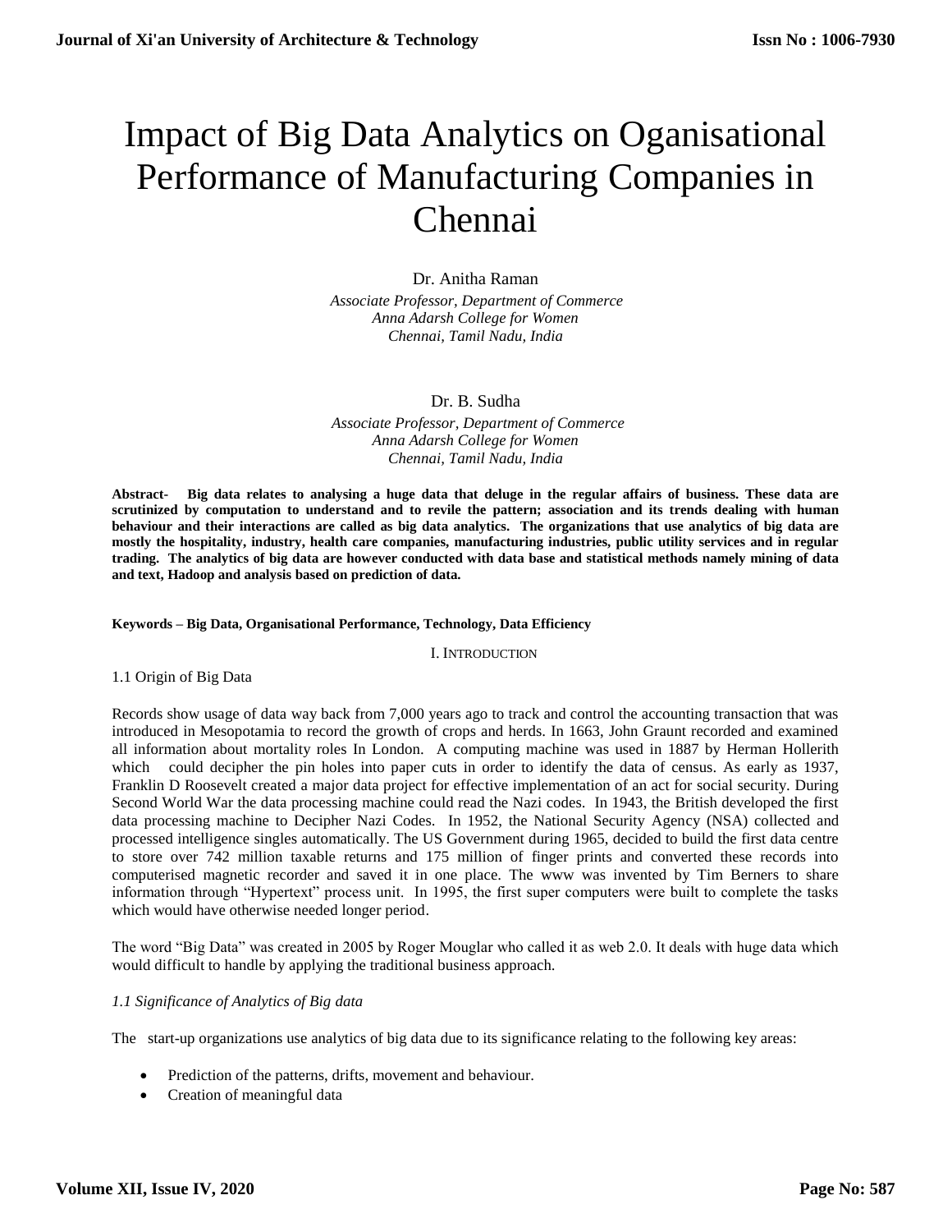# Impact of Big Data Analytics on Oganisational Performance of Manufacturing Companies in Chennai

Dr. Anitha Raman

*Associate Professor, Department of Commerce*
*Anna Adarsh College for Women*
*Chennai, Tamil Nadu, India*

Dr. B. Sudha

*Associate Professor, Department of Commerce*
*Anna Adarsh College for Women*
*Chennai, Tamil Nadu, India*

**Abstract- Big data relates to analysing a huge data that deluge in the regular affairs of business. These data are scrutinized by computation to understand and to revile the pattern; association and its trends dealing with human behaviour and their interactions are called as big data analytics. The organizations that use analytics of big data are mostly the hospitality, industry, health care companies, manufacturing industries, public utility services and in regular trading. The analytics of big data are however conducted with data base and statistical methods namely mining of data and text, Hadoop and analysis based on prediction of data.**

**Keywords – Big Data, Organisational Performance, Technology, Data Efficiency**

## I. Introduction

### 1.1 Origin of Big Data

Records show usage of data way back from 7,000 years ago to track and control the accounting transaction that was introduced in Mesopotamia to record the growth of crops and herds. In 1663, John Graunt recorded and examined all information about mortality roles In London. A computing machine was used in 1887 by Herman Hollerith which could decipher the pin holes into paper cuts in order to identify the data of census. As early as 1937, Franklin D Roosevelt created a major data project for effective implementation of an act for social security. During Second World War the data processing machine could read the Nazi codes. In 1943, the British developed the first data processing machine to Decipher Nazi Codes. In 1952, the National Security Agency (NSA) collected and processed intelligence singles automatically. The US Government during 1965, decided to build the first data centre to store over 742 million taxable returns and 175 million of finger prints and converted these records into computerised magnetic recorder and saved it in one place. The www was invented by Tim Berners to share information through "Hypertext" process unit. In 1995, the first super computers were built to complete the tasks which would have otherwise needed longer period.

The word "Big Data" was created in 2005 by Roger Mouglar who called it as web 2.0. It deals with huge data which would difficult to handle by applying the traditional business approach.

### *1.1 Significance of Analytics of Big data*

The start-up organizations use analytics of big data due to its significance relating to the following key areas:

- Prediction of the patterns, drifts, movement and behaviour.
- Creation of meaningful data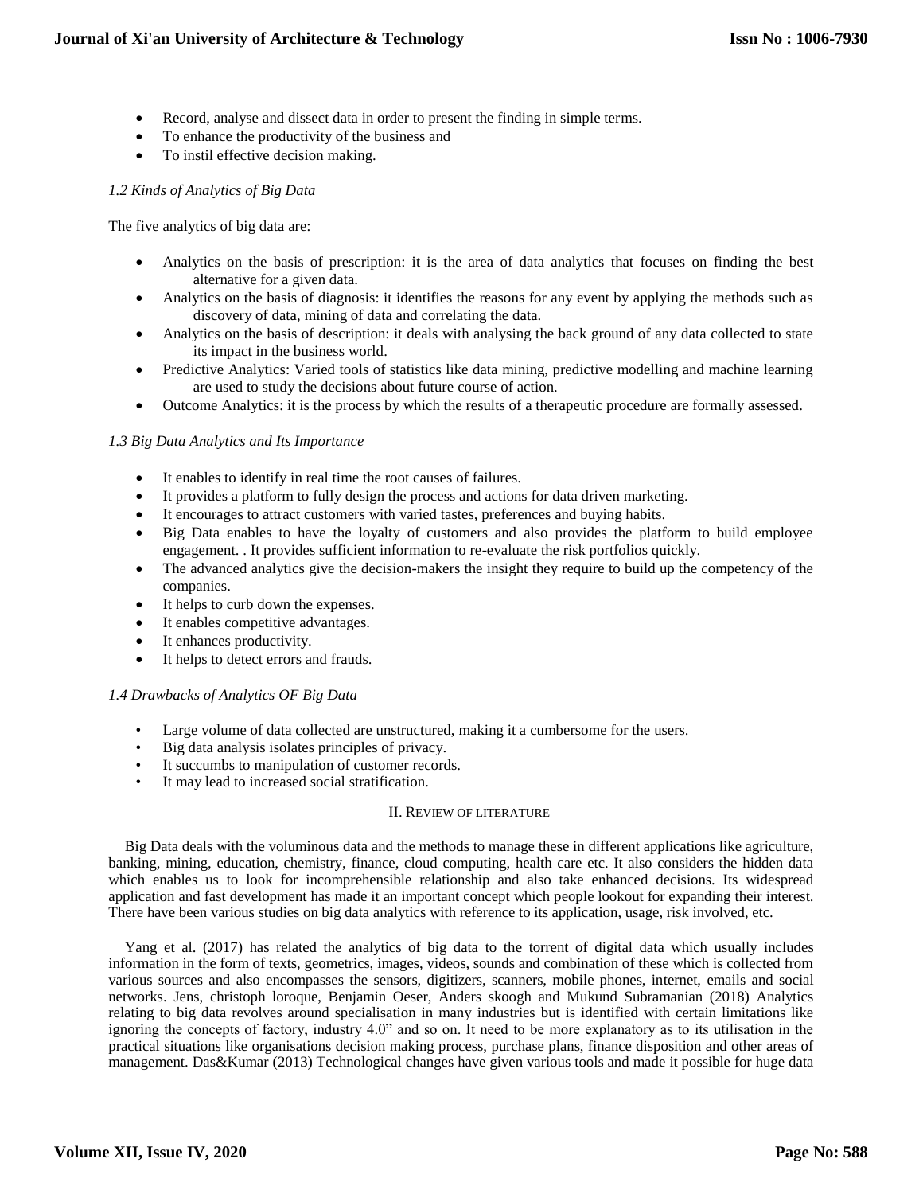- Record, analyse and dissect data in order to present the finding in simple terms.
- To enhance the productivity of the business and
- To instil effective decision making.

### *1.2 Kinds of Analytics of Big Data*

The five analytics of big data are:

- Analytics on the basis of prescription: it is the area of data analytics that focuses on finding the best alternative for a given data.
- Analytics on the basis of diagnosis: it identifies the reasons for any event by applying the methods such as discovery of data, mining of data and correlating the data.
- Analytics on the basis of description: it deals with analysing the back ground of any data collected to state its impact in the business world.
- Predictive Analytics: Varied tools of statistics like data mining, predictive modelling and machine learning are used to study the decisions about future course of action.
- Outcome Analytics: it is the process by which the results of a therapeutic procedure are formally assessed.

### *1.3 Big Data Analytics and Its Importance*

- It enables to identify in real time the root causes of failures.
- It provides a platform to fully design the process and actions for data driven marketing.
- It encourages to attract customers with varied tastes, preferences and buying habits.
- Big Data enables to have the loyalty of customers and also provides the platform to build employee engagement. . It provides sufficient information to re-evaluate the risk portfolios quickly.
- The advanced analytics give the decision-makers the insight they require to build up the competency of the companies.
- It helps to curb down the expenses.
- It enables competitive advantages.
- It enhances productivity.
- It helps to detect errors and frauds.

### *1.4 Drawbacks of Analytics OF Big Data*

- Large volume of data collected are unstructured, making it a cumbersome for the users.
- Big data analysis isolates principles of privacy.
- It succumbs to manipulation of customer records.
- It may lead to increased social stratification.

## II. Review of literature

Big Data deals with the voluminous data and the methods to manage these in different applications like agriculture, banking, mining, education, chemistry, finance, cloud computing, health care etc. It also considers the hidden data which enables us to look for incomprehensible relationship and also take enhanced decisions. Its widespread application and fast development has made it an important concept which people lookout for expanding their interest. There have been various studies on big data analytics with reference to its application, usage, risk involved, etc.

Yang et al. (2017) has related the analytics of big data to the torrent of digital data which usually includes information in the form of texts, geometrics, images, videos, sounds and combination of these which is collected from various sources and also encompasses the sensors, digitizers, scanners, mobile phones, internet, emails and social networks. Jens, christoph loroque, Benjamin Oeser, Anders skoogh and Mukund Subramanian (2018) Analytics relating to big data revolves around specialisation in many industries but is identified with certain limitations like ignoring the concepts of factory, industry 4.0" and so on. It need to be more explanatory as to its utilisation in the practical situations like organisations decision making process, purchase plans, finance disposition and other areas of management. Das&Kumar (2013) Technological changes have given various tools and made it possible for huge data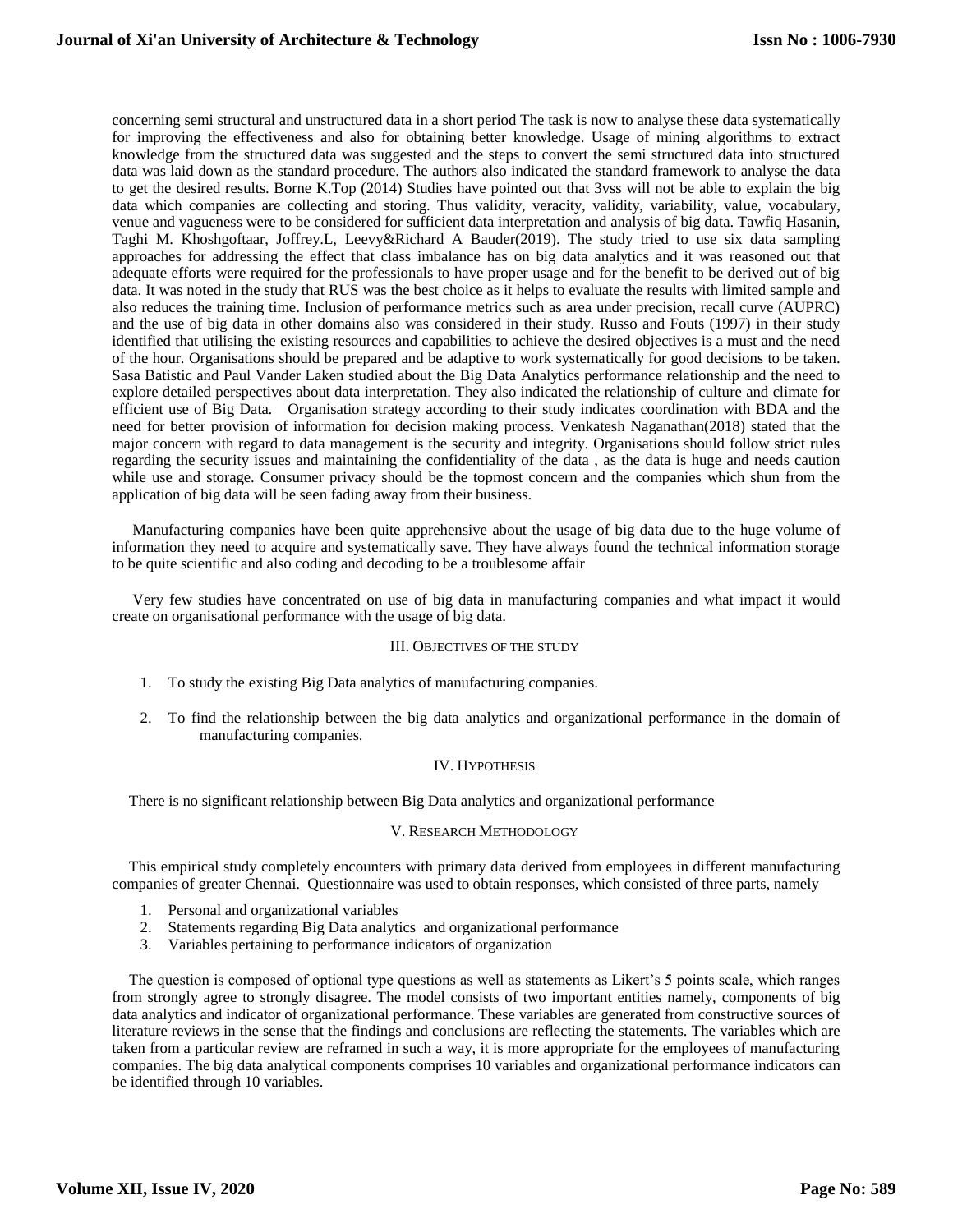concerning semi structural and unstructured data in a short period The task is now to analyse these data systematically for improving the effectiveness and also for obtaining better knowledge. Usage of mining algorithms to extract knowledge from the structured data was suggested and the steps to convert the semi structured data into structured data was laid down as the standard procedure. The authors also indicated the standard framework to analyse the data to get the desired results. Borne K.Top (2014) Studies have pointed out that 3vss will not be able to explain the big data which companies are collecting and storing. Thus validity, veracity, validity, variability, value, vocabulary, venue and vagueness were to be considered for sufficient data interpretation and analysis of big data. Tawfiq Hasanin, Taghi M. Khoshgoftaar, Joffrey.L, Leevy&Richard A Bauder(2019). The study tried to use six data sampling approaches for addressing the effect that class imbalance has on big data analytics and it was reasoned out that adequate efforts were required for the professionals to have proper usage and for the benefit to be derived out of big data. It was noted in the study that RUS was the best choice as it helps to evaluate the results with limited sample and also reduces the training time. Inclusion of performance metrics such as area under precision, recall curve (AUPRC) and the use of big data in other domains also was considered in their study. Russo and Fouts (1997) in their study identified that utilising the existing resources and capabilities to achieve the desired objectives is a must and the need of the hour. Organisations should be prepared and be adaptive to work systematically for good decisions to be taken. Sasa Batistic and Paul Vander Laken studied about the Big Data Analytics performance relationship and the need to explore detailed perspectives about data interpretation. They also indicated the relationship of culture and climate for efficient use of Big Data. Organisation strategy according to their study indicates coordination with BDA and the need for better provision of information for decision making process. Venkatesh Naganathan(2018) stated that the major concern with regard to data management is the security and integrity. Organisations should follow strict rules regarding the security issues and maintaining the confidentiality of the data , as the data is huge and needs caution while use and storage. Consumer privacy should be the topmost concern and the companies which shun from the application of big data will be seen fading away from their business.

Manufacturing companies have been quite apprehensive about the usage of big data due to the huge volume of information they need to acquire and systematically save. They have always found the technical information storage to be quite scientific and also coding and decoding to be a troublesome affair

Very few studies have concentrated on use of big data in manufacturing companies and what impact it would create on organisational performance with the usage of big data.

## III. Objectives of the study

1. To study the existing Big Data analytics of manufacturing companies.
2. To find the relationship between the big data analytics and organizational performance in the domain of manufacturing companies.

## IV. Hypothesis

There is no significant relationship between Big Data analytics and organizational performance

## V. Research Methodology

This empirical study completely encounters with primary data derived from employees in different manufacturing companies of greater Chennai. Questionnaire was used to obtain responses, which consisted of three parts, namely

1. Personal and organizational variables
2. Statements regarding Big Data analytics and organizational performance
3. Variables pertaining to performance indicators of organization

The question is composed of optional type questions as well as statements as Likert's 5 points scale, which ranges from strongly agree to strongly disagree. The model consists of two important entities namely, components of big data analytics and indicator of organizational performance. These variables are generated from constructive sources of literature reviews in the sense that the findings and conclusions are reflecting the statements. The variables which are taken from a particular review are reframed in such a way, it is more appropriate for the employees of manufacturing companies. The big data analytical components comprises 10 variables and organizational performance indicators can be identified through 10 variables.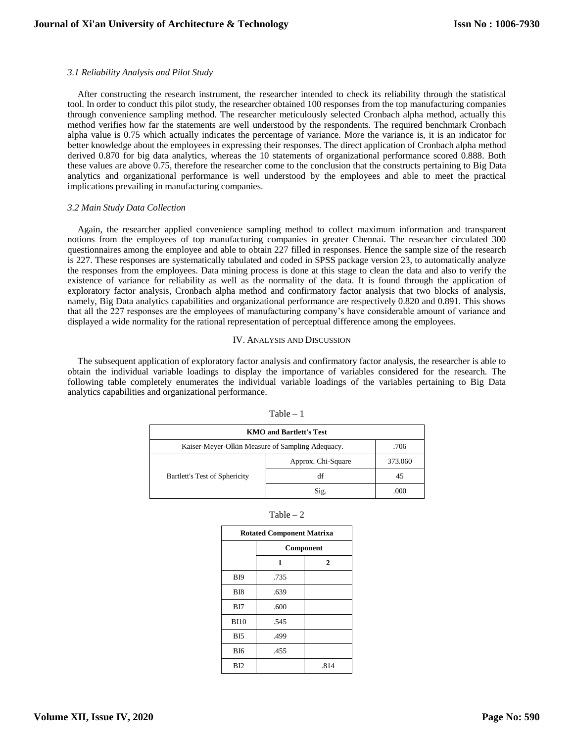*3.1 Reliability Analysis and Pilot Study*

After constructing the research instrument, the researcher intended to check its reliability through the statistical tool. In order to conduct this pilot study, the researcher obtained 100 responses from the top manufacturing companies through convenience sampling method. The researcher meticulously selected Cronbach alpha method, actually this method verifies how far the statements are well understood by the respondents. The required benchmark Cronbach alpha value is 0.75 which actually indicates the percentage of variance. More the variance is, it is an indicator for better knowledge about the employees in expressing their responses. The direct application of Cronbach alpha method derived 0.870 for big data analytics, whereas the 10 statements of organizational performance scored 0.888. Both these values are above 0.75, therefore the researcher come to the conclusion that the constructs pertaining to Big Data analytics and organizational performance is well understood by the employees and able to meet the practical implications prevailing in manufacturing companies.

*3.2 Main Study Data Collection*

Again, the researcher applied convenience sampling method to collect maximum information and transparent notions from the employees of top manufacturing companies in greater Chennai. The researcher circulated 300 questionnaires among the employee and able to obtain 227 filled in responses. Hence the sample size of the research is 227. These responses are systematically tabulated and coded in SPSS package version 23, to automatically analyze the responses from the employees. Data mining process is done at this stage to clean the data and also to verify the existence of variance for reliability as well as the normality of the data. It is found through the application of exploratory factor analysis, Cronbach alpha method and confirmatory factor analysis that two blocks of analysis, namely, Big Data analytics capabilities and organizational performance are respectively 0.820 and 0.891. This shows that all the 227 responses are the employees of manufacturing company's have considerable amount of variance and displayed a wide normality for the rational representation of perceptual difference among the employees.

## IV. Analysis and Discussion

The subsequent application of exploratory factor analysis and confirmatory factor analysis, the researcher is able to obtain the individual variable loadings to display the importance of variables considered for the research. The following table completely enumerates the individual variable loadings of the variables pertaining to Big Data analytics capabilities and organizational performance.

Table – 1

| KMO and Bartlett's Test | | |
|---|---|---|
| Kaiser-Meyer-Olkin Measure of Sampling Adequacy. | | .706 |
| Bartlett's Test of Sphericity | Approx. Chi-Square | 373.060 |
| | df | 45 |
| | Sig. | .000 |

Table – 2

| Rotated Component Matrixa | | |
|---|---|---|
| | Component | |
| | 1 | 2 |
| BI9 | .735 | |
| BI8 | .639 | |
| BI7 | .600 | |
| BI10 | .545 | |
| BI5 | .499 | |
| BI6 | .455 | |
| BI2 | | .814 |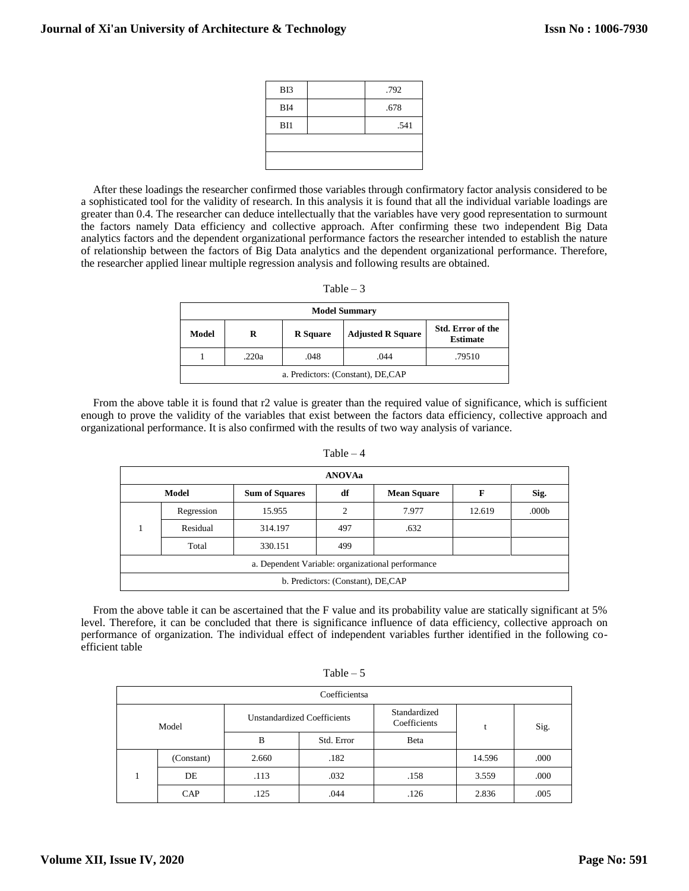| BI3 | | .792 |
|---|---|---|
| BI4 | | .678 |
| BI1 | | .541 |
| | | |
| | | |

After these loadings the researcher confirmed those variables through confirmatory factor analysis considered to be a sophisticated tool for the validity of research. In this analysis it is found that all the individual variable loadings are greater than 0.4. The researcher can deduce intellectually that the variables have very good representation to surmount the factors namely Data efficiency and collective approach. After confirming these two independent Big Data analytics factors and the dependent organizational performance factors the researcher intended to establish the nature of relationship between the factors of Big Data analytics and the dependent organizational performance. Therefore, the researcher applied linear multiple regression analysis and following results are obtained.

Table – 3

| Model Summary | | | | |
|---|---|---|---|---|
| **Model** | **R** | **R Square** | **Adjusted R Square** | **Std. Error of the Estimate** |
| 1 | .220a | .048 | .044 | .79510 |
| a. Predictors: (Constant), DE,CAP | | | | |

From the above table it is found that r2 value is greater than the required value of significance, which is sufficient enough to prove the validity of the variables that exist between the factors data efficiency, collective approach and organizational performance. It is also confirmed with the results of two way analysis of variance.

Table – 4

| ANOVAa | | | | | | |
|---|---|---|---|---|---|---|
| **Model** | | **Sum of Squares** | **df** | **Mean Square** | **F** | **Sig.** |
| 1 | Regression | 15.955 | 2 | 7.977 | 12.619 | .000b |
| | Residual | 314.197 | 497 | .632 | | |
| | Total | 330.151 | 499 | | | |
| a. Dependent Variable: organizational performance | | | | | | |
| b. Predictors: (Constant), DE,CAP | | | | | | |

From the above table it can be ascertained that the F value and its probability value are statically significant at 5% level. Therefore, it can be concluded that there is significance influence of data efficiency, collective approach on performance of organization. The individual effect of independent variables further identified in the following co-efficient table

Table – 5

| Coefficientsa | | | | | | |
|---|---|---|---|---|---|---|
| Model | | Unstandardized Coefficients | | Standardized Coefficients | t | Sig. |
| | | B | Std. Error | Beta | | |
| 1 | (Constant) | 2.660 | .182 | | 14.596 | .000 |
| | DE | .113 | .032 | .158 | 3.559 | .000 |
| | CAP | .125 | .044 | .126 | 2.836 | .005 |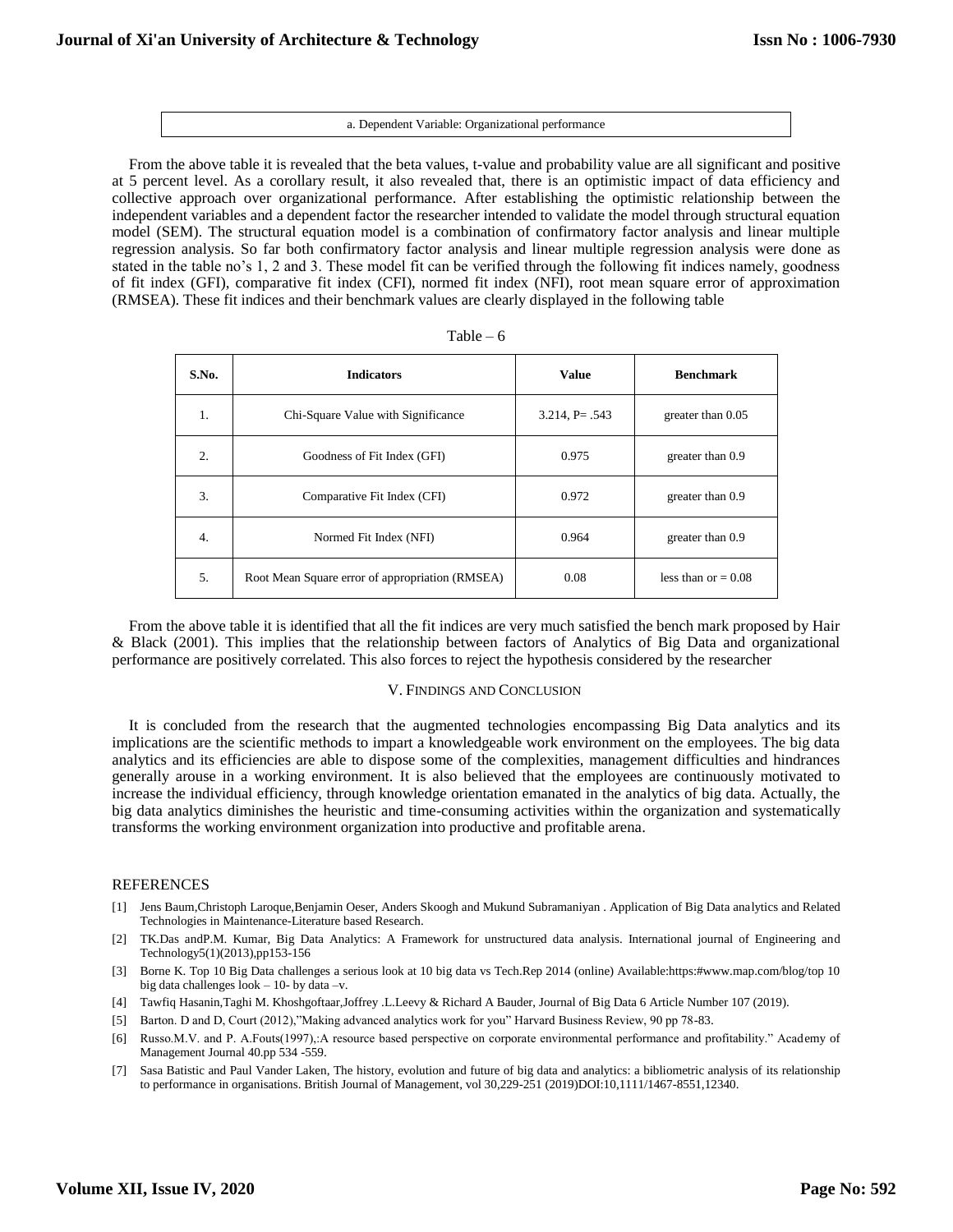| a. Dependent Variable: Organizational performance |
|---|

From the above table it is revealed that the beta values, t-value and probability value are all significant and positive at 5 percent level. As a corollary result, it also revealed that, there is an optimistic impact of data efficiency and collective approach over organizational performance. After establishing the optimistic relationship between the independent variables and a dependent factor the researcher intended to validate the model through structural equation model (SEM). The structural equation model is a combination of confirmatory factor analysis and linear multiple regression analysis. So far both confirmatory factor analysis and linear multiple regression analysis were done as stated in the table no's 1, 2 and 3. These model fit can be verified through the following fit indices namely, goodness of fit index (GFI), comparative fit index (CFI), normed fit index (NFI), root mean square error of approximation (RMSEA). These fit indices and their benchmark values are clearly displayed in the following table

Table – 6

| S.No. | Indicators | Value | Benchmark |
|---|---|---|---|
| 1. | Chi-Square Value with Significance | 3.214, P= .543 | greater than 0.05 |
| 2. | Goodness of Fit Index (GFI) | 0.975 | greater than 0.9 |
| 3. | Comparative Fit Index (CFI) | 0.972 | greater than 0.9 |
| 4. | Normed Fit Index (NFI) | 0.964 | greater than 0.9 |
| 5. | Root Mean Square error of appropriation (RMSEA) | 0.08 | less than or = 0.08 |

From the above table it is identified that all the fit indices are very much satisfied the bench mark proposed by Hair & Black (2001). This implies that the relationship between factors of Analytics of Big Data and organizational performance are positively correlated. This also forces to reject the hypothesis considered by the researcher

## V. Findings and Conclusion

It is concluded from the research that the augmented technologies encompassing Big Data analytics and its implications are the scientific methods to impart a knowledgeable work environment on the employees. The big data analytics and its efficiencies are able to dispose some of the complexities, management difficulties and hindrances generally arouse in a working environment. It is also believed that the employees are continuously motivated to increase the individual efficiency, through knowledge orientation emanated in the analytics of big data. Actually, the big data analytics diminishes the heuristic and time-consuming activities within the organization and systematically transforms the working environment organization into productive and profitable arena.

## REFERENCES

[1] Jens Baum,Christoph Laroque,Benjamin Oeser, Anders Skoogh and Mukund Subramaniyan . Application of Big Data analytics and Related Technologies in Maintenance-Literature based Research.

[2] TK.Das andP.M. Kumar, Big Data Analytics: A Framework for unstructured data analysis. International journal of Engineering and Technology5(1)(2013),pp153-156

[3] Borne K. Top 10 Big Data challenges a serious look at 10 big data vs Tech.Rep 2014 (online) Available:https:#www.map.com/blog/top 10 big data challenges look – 10- by data –v.

[4] Tawfiq Hasanin,Taghi M. Khoshgoftaar,Joffrey .L.Leevy & Richard A Bauder, Journal of Big Data 6 Article Number 107 (2019).

[5] Barton. D and D, Court (2012),"Making advanced analytics work for you" Harvard Business Review, 90 pp 78-83.

[6] Russo.M.V. and P. A.Fouts(1997),:A resource based perspective on corporate environmental performance and profitability." Academy of Management Journal 40.pp 534 -559.

[7] Sasa Batistic and Paul Vander Laken, The history, evolution and future of big data and analytics: a bibliometric analysis of its relationship to performance in organisations. British Journal of Management, vol 30,229-251 (2019)DOI:10,1111/1467-8551,12340.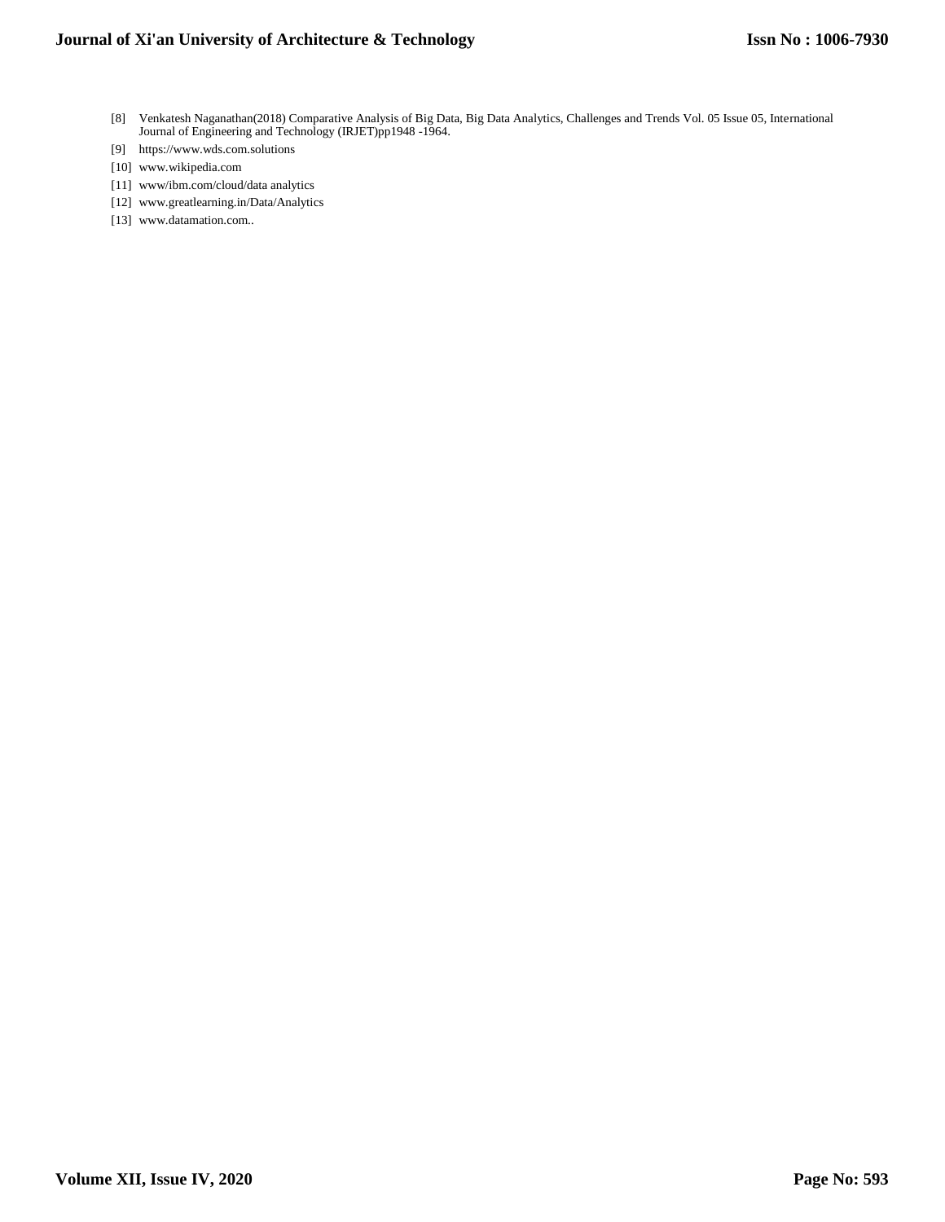[8] Venkatesh Naganathan(2018) Comparative Analysis of Big Data, Big Data Analytics, Challenges and Trends Vol. 05 Issue 05, International Journal of Engineering and Technology (IRJET)pp1948 -1964.

[9] https://www.wds.com.solutions

[10] www.wikipedia.com

[11] www/ibm.com/cloud/data analytics

[12] www.greatlearning.in/Data/Analytics

[13] www.datamation.com..